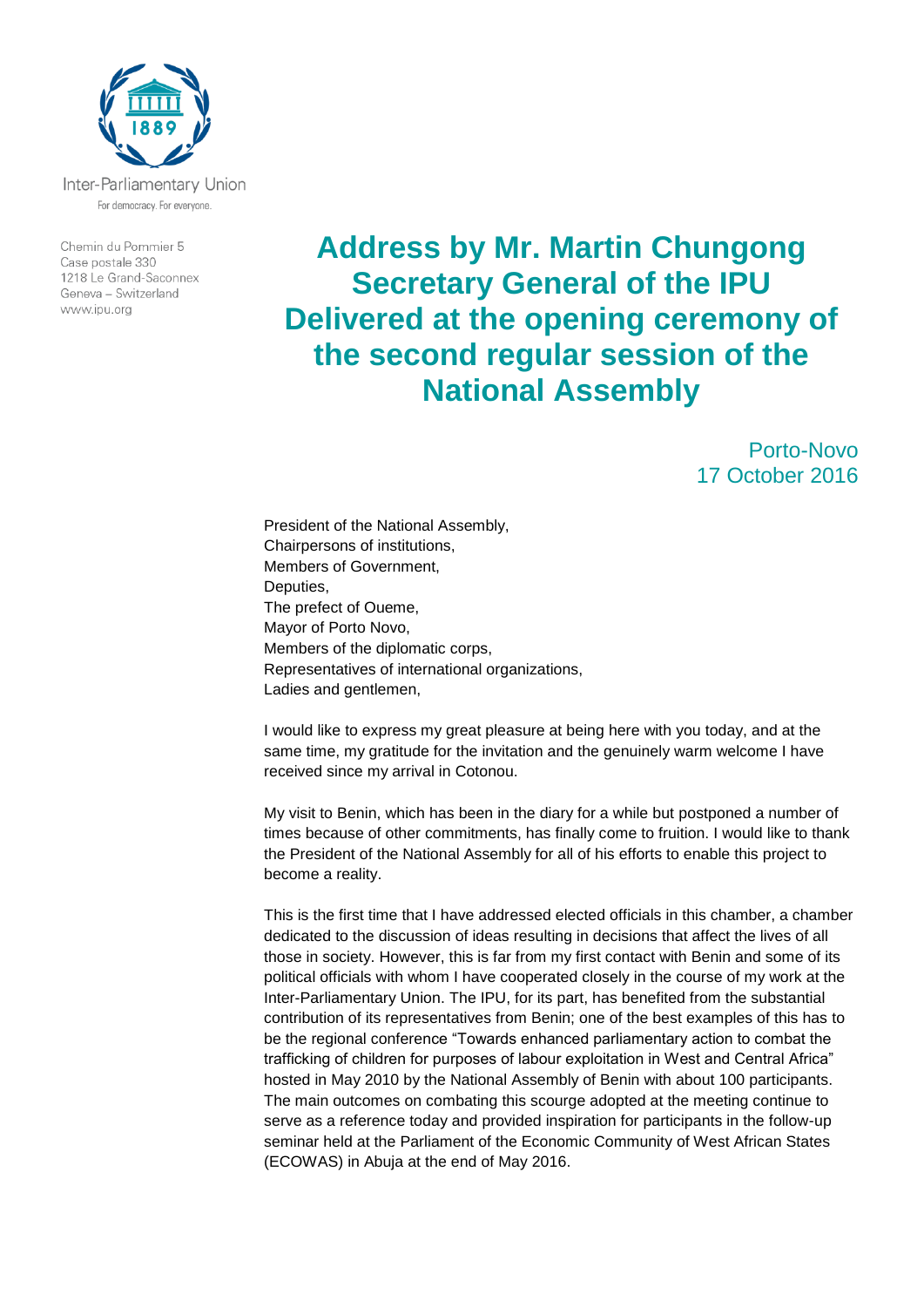Inter-Parliamentary Union
For democracy. For everyone.

Chemin du Pommier 5
Case postale 330
1218 Le Grand-Saconnex
Geneva – Switzerland
www.ipu.org

# Address by Mr. Martin Chungong Secretary General of the IPU Delivered at the opening ceremony of the second regular session of the National Assembly

Porto-Novo
17 October 2016

President of the National Assembly,
Chairpersons of institutions,
Members of Government,
Deputies,
The prefect of Oueme,
Mayor of Porto Novo,
Members of the diplomatic corps,
Representatives of international organizations,
Ladies and gentlemen,

I would like to express my great pleasure at being here with you today, and at the same time, my gratitude for the invitation and the genuinely warm welcome I have received since my arrival in Cotonou.

My visit to Benin, which has been in the diary for a while but postponed a number of times because of other commitments, has finally come to fruition. I would like to thank the President of the National Assembly for all of his efforts to enable this project to become a reality.

This is the first time that I have addressed elected officials in this chamber, a chamber dedicated to the discussion of ideas resulting in decisions that affect the lives of all those in society. However, this is far from my first contact with Benin and some of its political officials with whom I have cooperated closely in the course of my work at the Inter-Parliamentary Union. The IPU, for its part, has benefited from the substantial contribution of its representatives from Benin; one of the best examples of this has to be the regional conference "Towards enhanced parliamentary action to combat the trafficking of children for purposes of labour exploitation in West and Central Africa" hosted in May 2010 by the National Assembly of Benin with about 100 participants. The main outcomes on combating this scourge adopted at the meeting continue to serve as a reference today and provided inspiration for participants in the follow-up seminar held at the Parliament of the Economic Community of West African States (ECOWAS) in Abuja at the end of May 2016.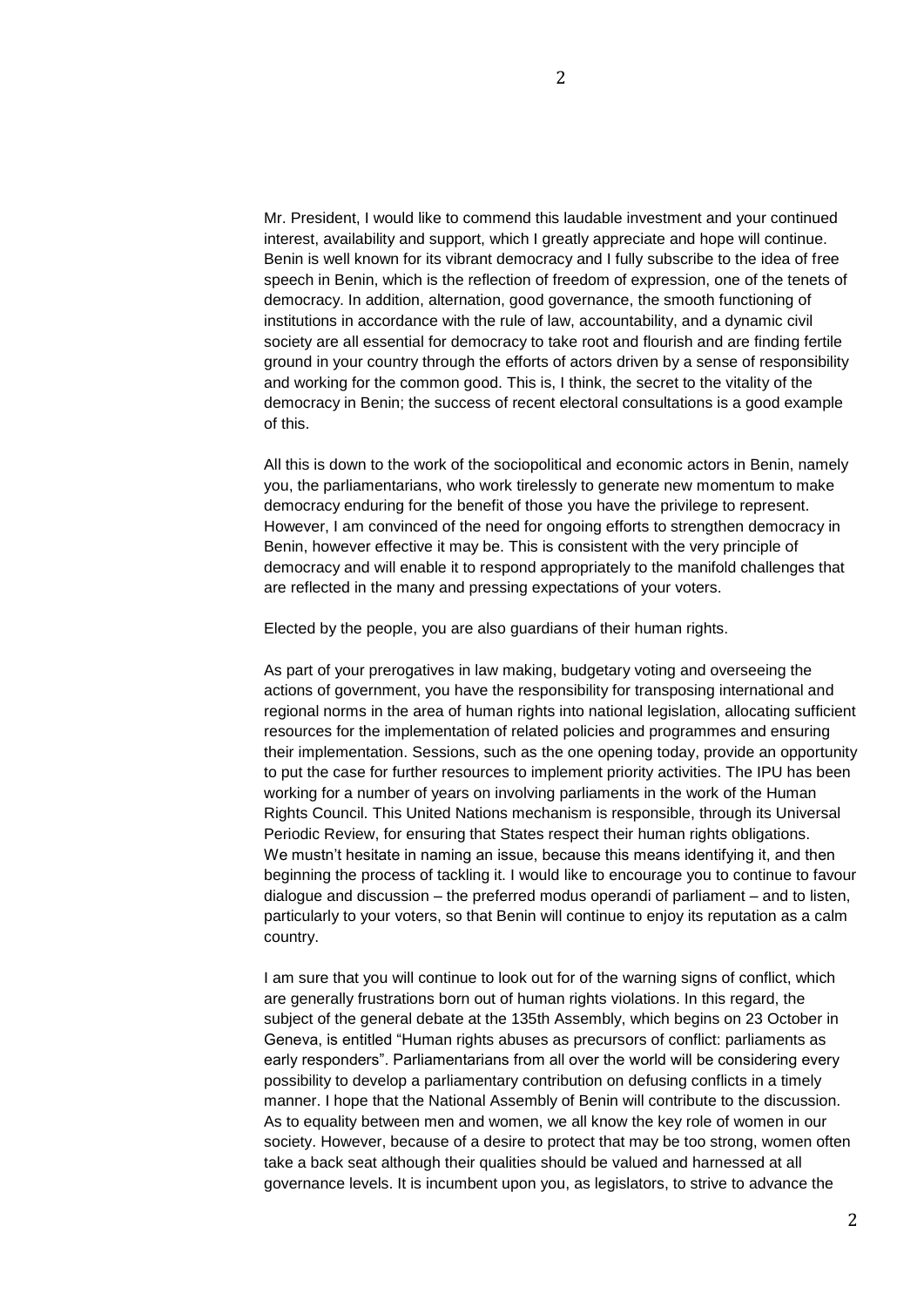Mr. President, I would like to commend this laudable investment and your continued interest, availability and support, which I greatly appreciate and hope will continue. Benin is well known for its vibrant democracy and I fully subscribe to the idea of free speech in Benin, which is the reflection of freedom of expression, one of the tenets of democracy. In addition, alternation, good governance, the smooth functioning of institutions in accordance with the rule of law, accountability, and a dynamic civil society are all essential for democracy to take root and flourish and are finding fertile ground in your country through the efforts of actors driven by a sense of responsibility and working for the common good. This is, I think, the secret to the vitality of the democracy in Benin; the success of recent electoral consultations is a good example of this.

All this is down to the work of the sociopolitical and economic actors in Benin, namely you, the parliamentarians, who work tirelessly to generate new momentum to make democracy enduring for the benefit of those you have the privilege to represent. However, I am convinced of the need for ongoing efforts to strengthen democracy in Benin, however effective it may be. This is consistent with the very principle of democracy and will enable it to respond appropriately to the manifold challenges that are reflected in the many and pressing expectations of your voters.

Elected by the people, you are also guardians of their human rights.

As part of your prerogatives in law making, budgetary voting and overseeing the actions of government, you have the responsibility for transposing international and regional norms in the area of human rights into national legislation, allocating sufficient resources for the implementation of related policies and programmes and ensuring their implementation. Sessions, such as the one opening today, provide an opportunity to put the case for further resources to implement priority activities. The IPU has been working for a number of years on involving parliaments in the work of the Human Rights Council. This United Nations mechanism is responsible, through its Universal Periodic Review, for ensuring that States respect their human rights obligations. We mustn't hesitate in naming an issue, because this means identifying it, and then beginning the process of tackling it. I would like to encourage you to continue to favour dialogue and discussion – the preferred modus operandi of parliament – and to listen, particularly to your voters, so that Benin will continue to enjoy its reputation as a calm country.

I am sure that you will continue to look out for of the warning signs of conflict, which are generally frustrations born out of human rights violations. In this regard, the subject of the general debate at the 135th Assembly, which begins on 23 October in Geneva, is entitled "Human rights abuses as precursors of conflict: parliaments as early responders". Parliamentarians from all over the world will be considering every possibility to develop a parliamentary contribution on defusing conflicts in a timely manner. I hope that the National Assembly of Benin will contribute to the discussion. As to equality between men and women, we all know the key role of women in our society. However, because of a desire to protect that may be too strong, women often take a back seat although their qualities should be valued and harnessed at all governance levels. It is incumbent upon you, as legislators, to strive to advance the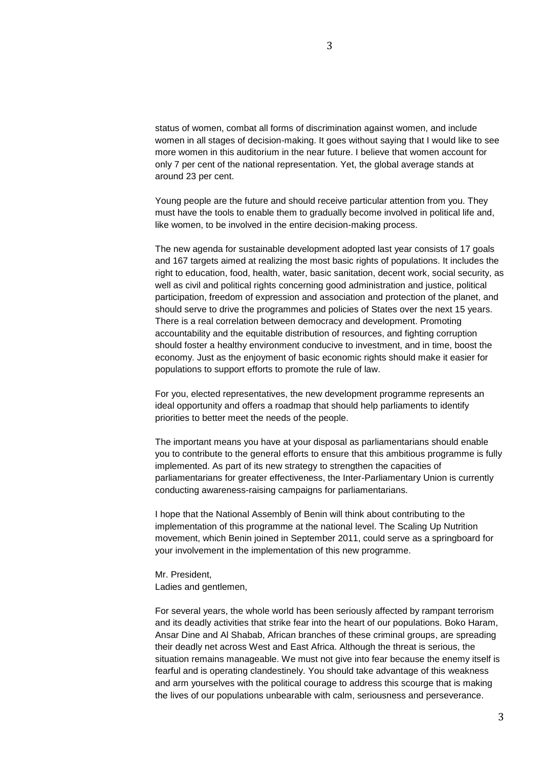status of women, combat all forms of discrimination against women, and include women in all stages of decision-making. It goes without saying that I would like to see more women in this auditorium in the near future. I believe that women account for only 7 per cent of the national representation. Yet, the global average stands at around 23 per cent.

Young people are the future and should receive particular attention from you. They must have the tools to enable them to gradually become involved in political life and, like women, to be involved in the entire decision-making process.

The new agenda for sustainable development adopted last year consists of 17 goals and 167 targets aimed at realizing the most basic rights of populations. It includes the right to education, food, health, water, basic sanitation, decent work, social security, as well as civil and political rights concerning good administration and justice, political participation, freedom of expression and association and protection of the planet, and should serve to drive the programmes and policies of States over the next 15 years. There is a real correlation between democracy and development. Promoting accountability and the equitable distribution of resources, and fighting corruption should foster a healthy environment conducive to investment, and in time, boost the economy. Just as the enjoyment of basic economic rights should make it easier for populations to support efforts to promote the rule of law.

For you, elected representatives, the new development programme represents an ideal opportunity and offers a roadmap that should help parliaments to identify priorities to better meet the needs of the people.

The important means you have at your disposal as parliamentarians should enable you to contribute to the general efforts to ensure that this ambitious programme is fully implemented. As part of its new strategy to strengthen the capacities of parliamentarians for greater effectiveness, the Inter-Parliamentary Union is currently conducting awareness-raising campaigns for parliamentarians.

I hope that the National Assembly of Benin will think about contributing to the implementation of this programme at the national level. The Scaling Up Nutrition movement, which Benin joined in September 2011, could serve as a springboard for your involvement in the implementation of this new programme.

Mr. President,
Ladies and gentlemen,

For several years, the whole world has been seriously affected by rampant terrorism and its deadly activities that strike fear into the heart of our populations. Boko Haram, Ansar Dine and Al Shabab, African branches of these criminal groups, are spreading their deadly net across West and East Africa. Although the threat is serious, the situation remains manageable. We must not give into fear because the enemy itself is fearful and is operating clandestinely. You should take advantage of this weakness and arm yourselves with the political courage to address this scourge that is making the lives of our populations unbearable with calm, seriousness and perseverance.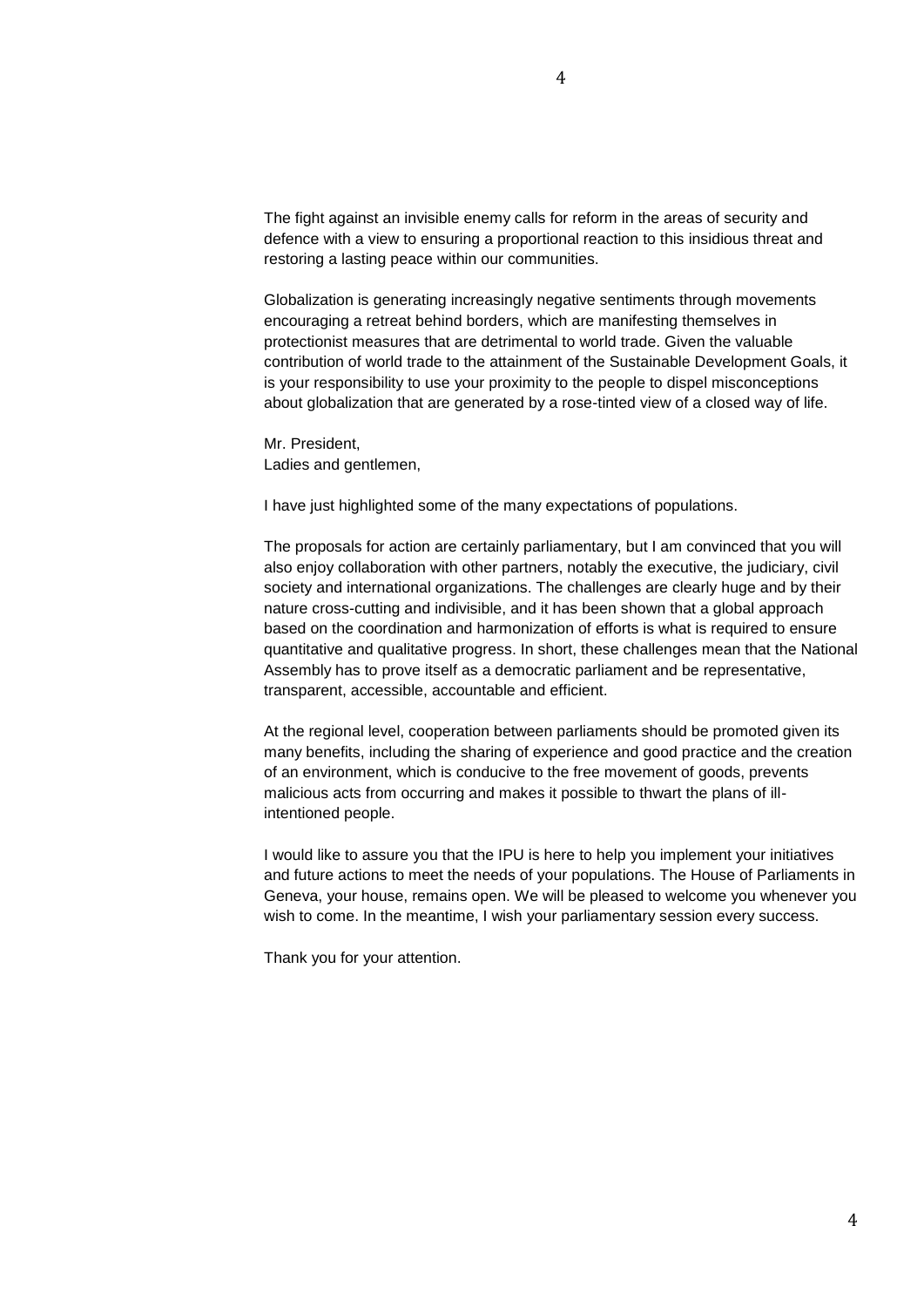The fight against an invisible enemy calls for reform in the areas of security and defence with a view to ensuring a proportional reaction to this insidious threat and restoring a lasting peace within our communities.

Globalization is generating increasingly negative sentiments through movements encouraging a retreat behind borders, which are manifesting themselves in protectionist measures that are detrimental to world trade. Given the valuable contribution of world trade to the attainment of the Sustainable Development Goals, it is your responsibility to use your proximity to the people to dispel misconceptions about globalization that are generated by a rose-tinted view of a closed way of life.

Mr. President,
Ladies and gentlemen,

I have just highlighted some of the many expectations of populations.

The proposals for action are certainly parliamentary, but I am convinced that you will also enjoy collaboration with other partners, notably the executive, the judiciary, civil society and international organizations. The challenges are clearly huge and by their nature cross-cutting and indivisible, and it has been shown that a global approach based on the coordination and harmonization of efforts is what is required to ensure quantitative and qualitative progress. In short, these challenges mean that the National Assembly has to prove itself as a democratic parliament and be representative, transparent, accessible, accountable and efficient.

At the regional level, cooperation between parliaments should be promoted given its many benefits, including the sharing of experience and good practice and the creation of an environment, which is conducive to the free movement of goods, prevents malicious acts from occurring and makes it possible to thwart the plans of ill-intentioned people.

I would like to assure you that the IPU is here to help you implement your initiatives and future actions to meet the needs of your populations. The House of Parliaments in Geneva, your house, remains open. We will be pleased to welcome you whenever you wish to come. In the meantime, I wish your parliamentary session every success.

Thank you for your attention.